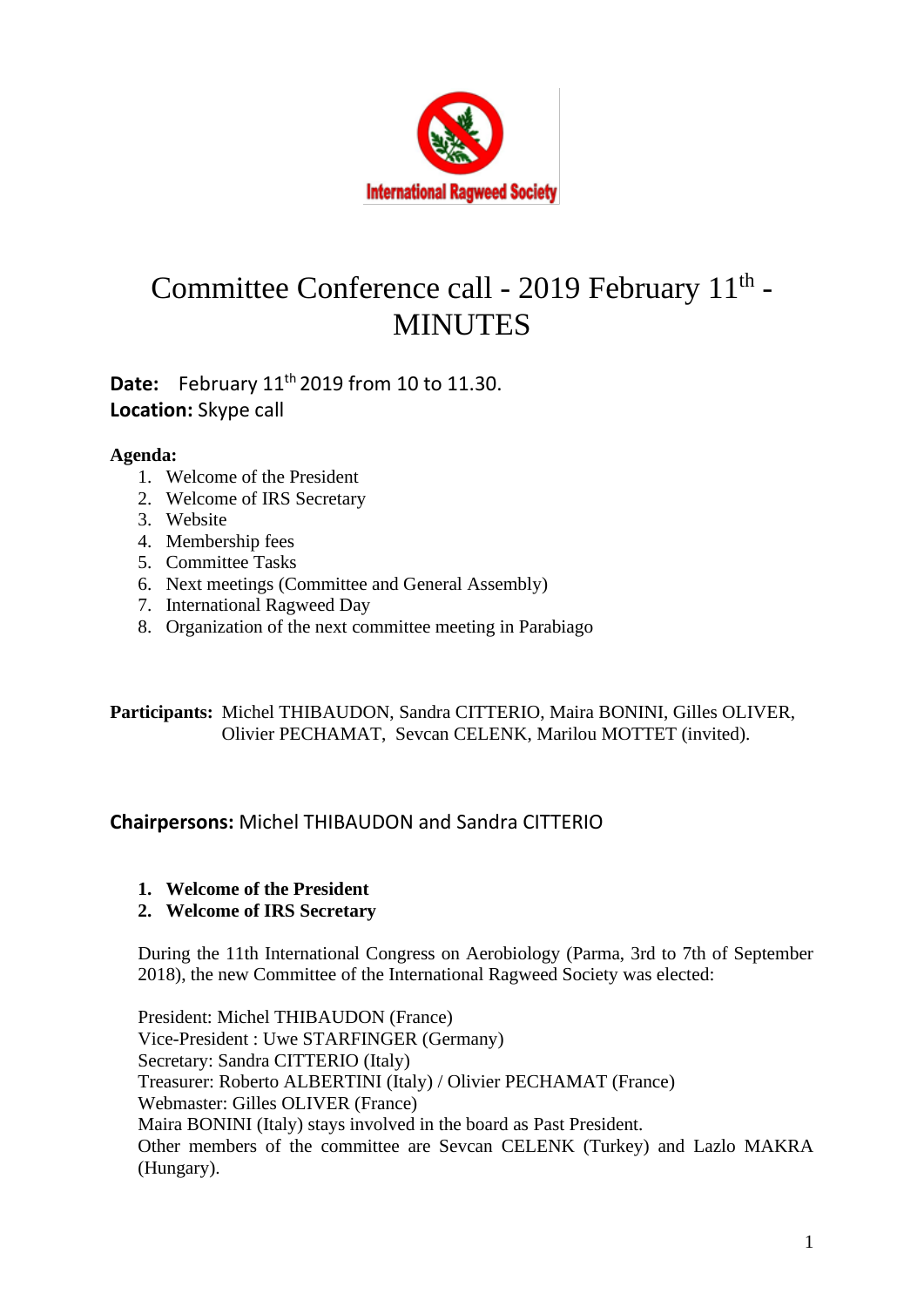International Ragweed Society

# Committee Conference call - 2019 February 11th - MINUTES

**Date:** February 11th 2019 from 10 to 11.30.
**Location:** Skype call

**Agenda:**

1. Welcome of the President
2. Welcome of IRS Secretary
3. Website
4. Membership fees
5. Committee Tasks
6. Next meetings (Committee and General Assembly)
7. International Ragweed Day
8. Organization of the next committee meeting in Parabiago

**Participants:** Michel THIBAUDON, Sandra CITTERIO, Maira BONINI, Gilles OLIVER, Olivier PECHAMAT, Sevcan CELENK, Marilou MOTTET (invited).

**Chairpersons:** Michel THIBAUDON and Sandra CITTERIO

1. **Welcome of the President**
2. **Welcome of IRS Secretary**

During the 11th International Congress on Aerobiology (Parma, 3rd to 7th of September 2018), the new Committee of the International Ragweed Society was elected:

President: Michel THIBAUDON (France)
Vice-President : Uwe STARFINGER (Germany)
Secretary: Sandra CITTERIO (Italy)
Treasurer: Roberto ALBERTINI (Italy) / Olivier PECHAMAT (France)
Webmaster: Gilles OLIVER (France)
Maira BONINI (Italy) stays involved in the board as Past President.
Other members of the committee are Sevcan CELENK (Turkey) and Lazlo MAKRA (Hungary).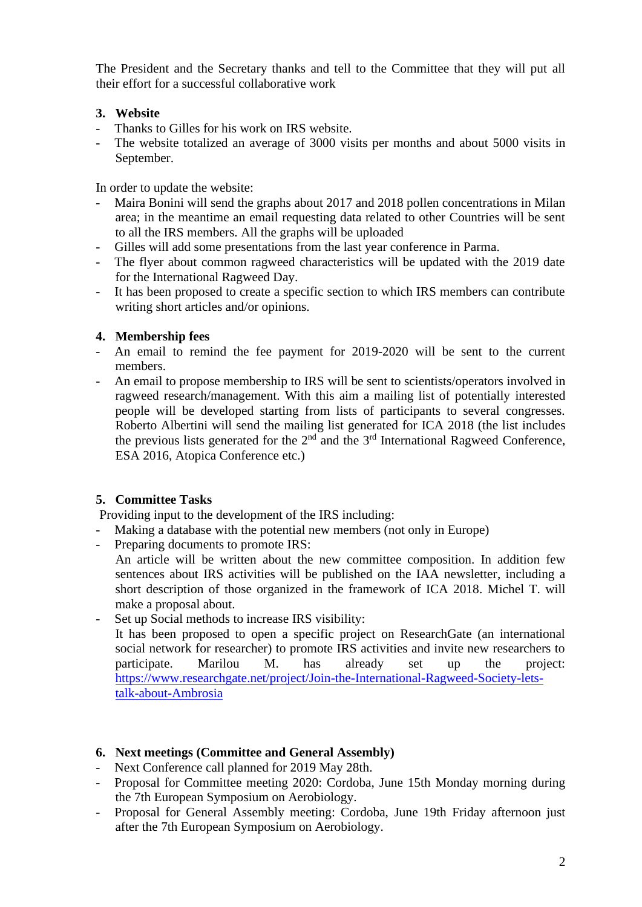The President and the Secretary thanks and tell to the Committee that they will put all their effort for a successful collaborative work

## 3. Website

- Thanks to Gilles for his work on IRS website.
- The website totalized an average of 3000 visits per months and about 5000 visits in September.

In order to update the website:

- Maira Bonini will send the graphs about 2017 and 2018 pollen concentrations in Milan area; in the meantime an email requesting data related to other Countries will be sent to all the IRS members. All the graphs will be uploaded
- Gilles will add some presentations from the last year conference in Parma.
- The flyer about common ragweed characteristics will be updated with the 2019 date for the International Ragweed Day.
- It has been proposed to create a specific section to which IRS members can contribute writing short articles and/or opinions.

## 4. Membership fees

- An email to remind the fee payment for 2019-2020 will be sent to the current members.
- An email to propose membership to IRS will be sent to scientists/operators involved in ragweed research/management. With this aim a mailing list of potentially interested people will be developed starting from lists of participants to several congresses. Roberto Albertini will send the mailing list generated for ICA 2018 (the list includes the previous lists generated for the 2nd and the 3rd International Ragweed Conference, ESA 2016, Atopica Conference etc.)

## 5. Committee Tasks

Providing input to the development of the IRS including:

- Making a database with the potential new members (not only in Europe)
- Preparing documents to promote IRS:
  An article will be written about the new committee composition. In addition few sentences about IRS activities will be published on the IAA newsletter, including a short description of those organized in the framework of ICA 2018. Michel T. will make a proposal about.
- Set up Social methods to increase IRS visibility:
  It has been proposed to open a specific project on ResearchGate (an international social network for researcher) to promote IRS activities and invite new researchers to participate. Marilou M. has already set up the project: https://www.researchgate.net/project/Join-the-International-Ragweed-Society-lets-talk-about-Ambrosia

## 6. Next meetings (Committee and General Assembly)

- Next Conference call planned for 2019 May 28th.
- Proposal for Committee meeting 2020: Cordoba, June 15th Monday morning during the 7th European Symposium on Aerobiology.
- Proposal for General Assembly meeting: Cordoba, June 19th Friday afternoon just after the 7th European Symposium on Aerobiology.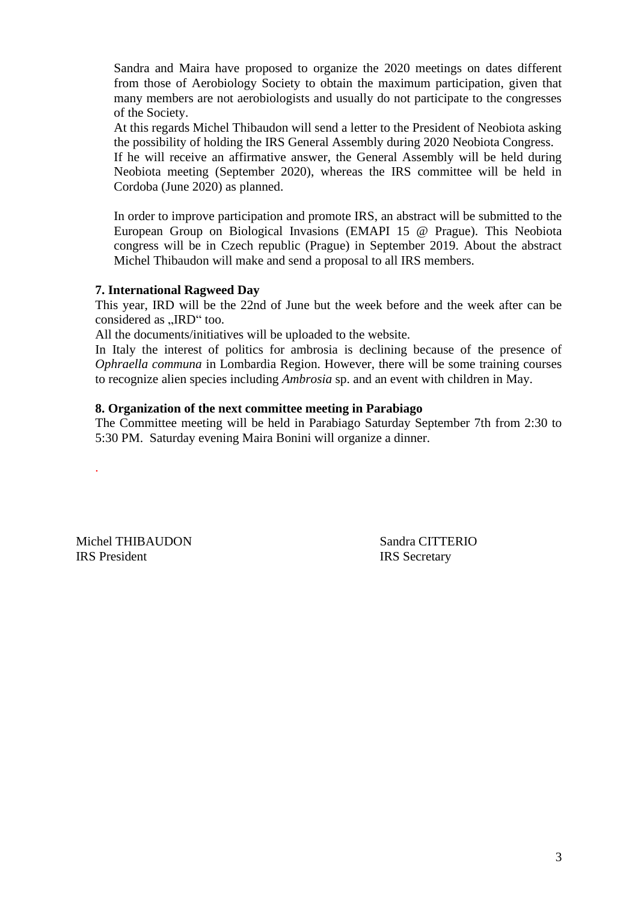Sandra and Maira have proposed to organize the 2020 meetings on dates different from those of Aerobiology Society to obtain the maximum participation, given that many members are not aerobiologists and usually do not participate to the congresses of the Society.

At this regards Michel Thibaudon will send a letter to the President of Neobiota asking the possibility of holding the IRS General Assembly during 2020 Neobiota Congress.

If he will receive an affirmative answer, the General Assembly will be held during Neobiota meeting (September 2020), whereas the IRS committee will be held in Cordoba (June 2020) as planned.

In order to improve participation and promote IRS, an abstract will be submitted to the European Group on Biological Invasions (EMAPI 15 @ Prague). This Neobiota congress will be in Czech republic (Prague) in September 2019. About the abstract Michel Thibaudon will make and send a proposal to all IRS members.

**7. International Ragweed Day**

This year, IRD will be the 22nd of June but the week before and the week after can be considered as „IRD" too.

All the documents/initiatives will be uploaded to the website.

In Italy the interest of politics for ambrosia is declining because of the presence of *Ophraella communa* in Lombardia Region. However, there will be some training courses to recognize alien species including *Ambrosia* sp. and an event with children in May.

**8. Organization of the next committee meeting in Parabiago**

The Committee meeting will be held in Parabiago Saturday September 7th from 2:30 to 5:30 PM. Saturday evening Maira Bonini will organize a dinner.

.

Michel THIBAUDON
IRS President

Sandra CITTERIO
IRS Secretary